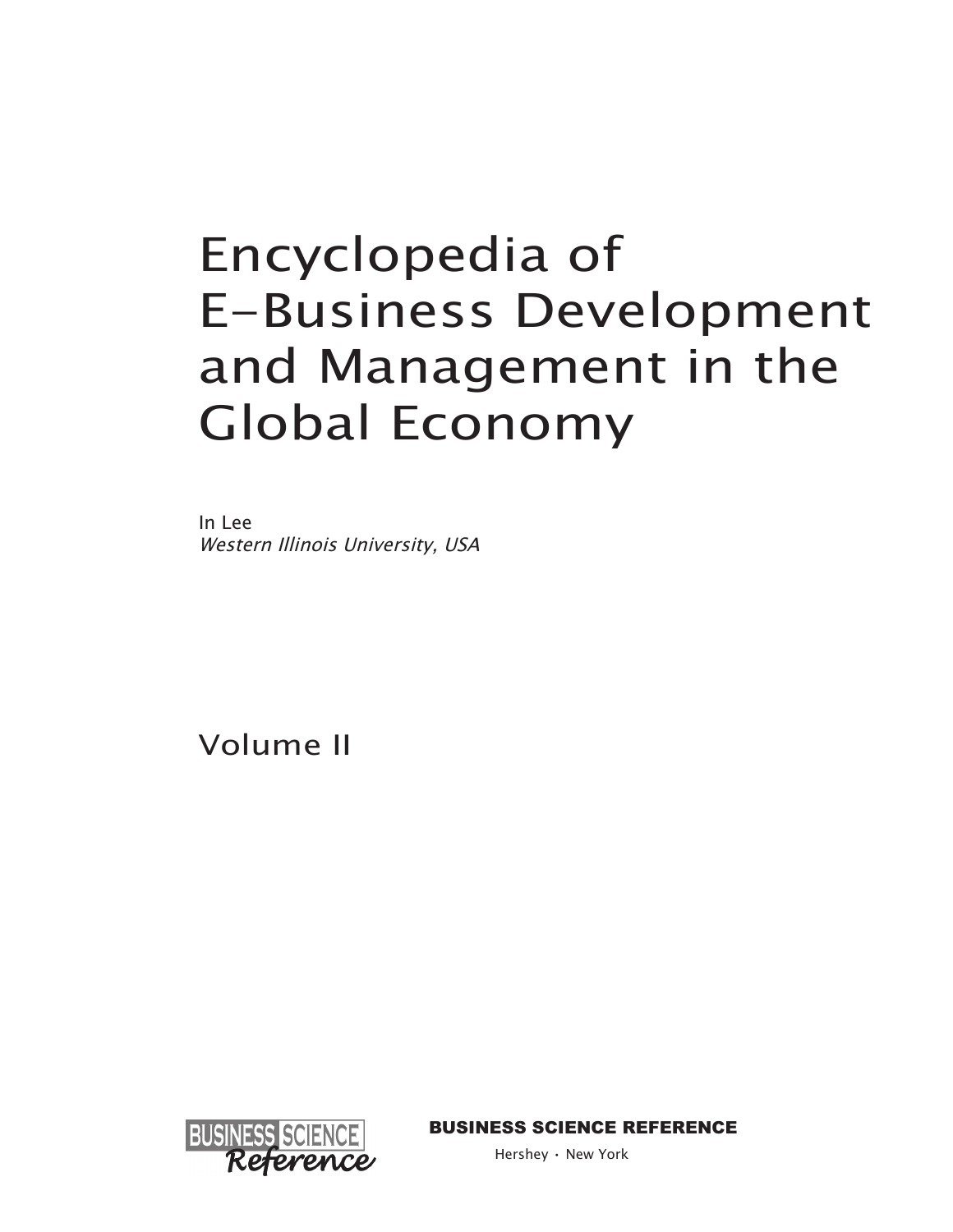# Encyclopedia of E-Business Development and Management in the Global Economy

In Lee
*Western Illinois University, USA*

Volume II

BUSINESS SCIENCE Reference

**BUSINESS SCIENCE REFERENCE**

Hershey · New York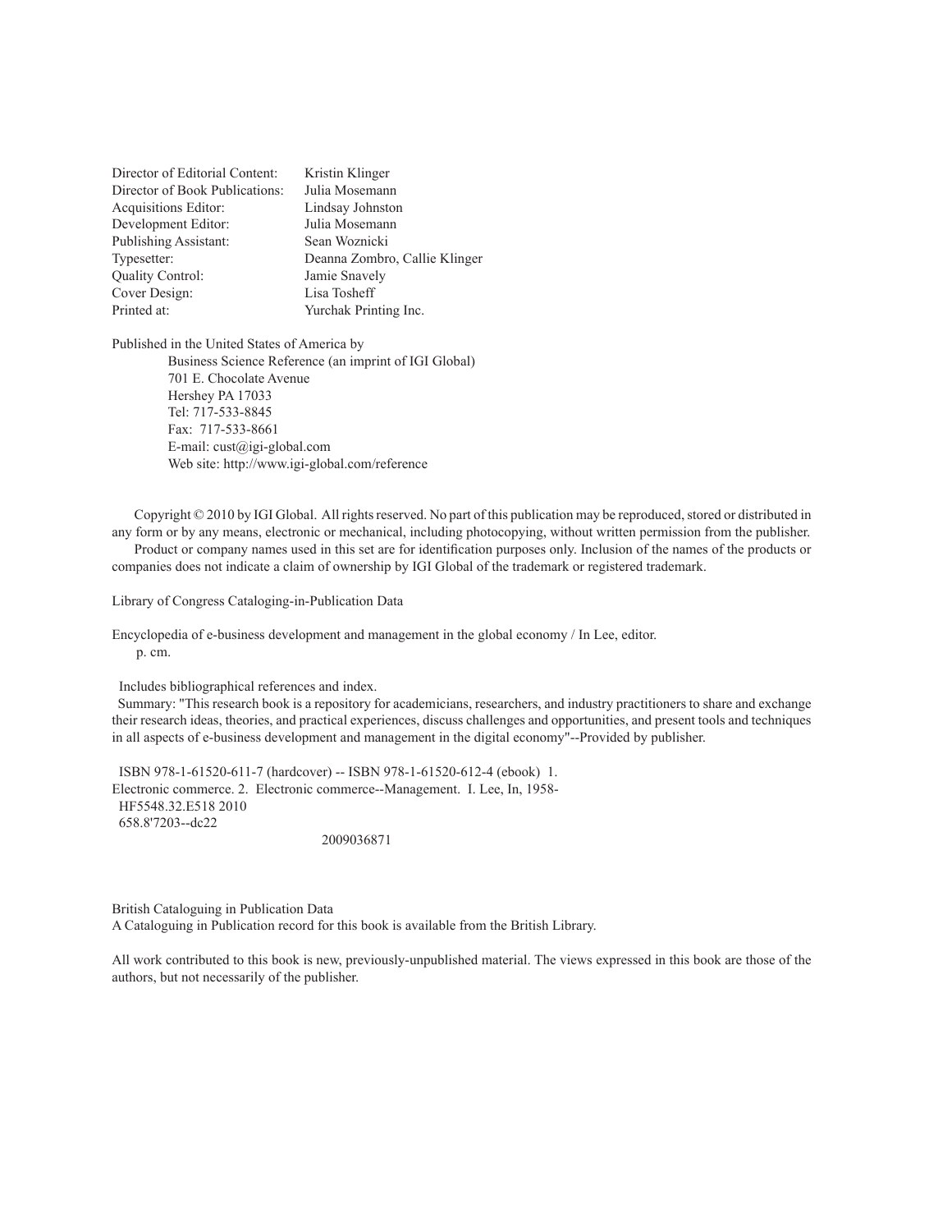| | |
|---|---|
| Director of Editorial Content: | Kristin Klinger |
| Director of Book Publications: | Julia Mosemann |
| Acquisitions Editor: | Lindsay Johnston |
| Development Editor: | Julia Mosemann |
| Publishing Assistant: | Sean Woznicki |
| Typesetter: | Deanna Zombro, Callie Klinger |
| Quality Control: | Jamie Snavely |
| Cover Design: | Lisa Tosheff |
| Printed at: | Yurchak Printing Inc. |

Published in the United States of America by

Business Science Reference (an imprint of IGI Global)
701 E. Chocolate Avenue
Hershey PA 17033
Tel: 717-533-8845
Fax: 717-533-8661
E-mail: cust@igi-global.com
Web site: http://www.igi-global.com/reference

Copyright © 2010 by IGI Global. All rights reserved. No part of this publication may be reproduced, stored or distributed in any form or by any means, electronic or mechanical, including photocopying, without written permission from the publisher.

Product or company names used in this set are for identification purposes only. Inclusion of the names of the products or companies does not indicate a claim of ownership by IGI Global of the trademark or registered trademark.

Library of Congress Cataloging-in-Publication Data

Encyclopedia of e-business development and management in the global economy / In Lee, editor.
p. cm.

Includes bibliographical references and index.
Summary: "This research book is a repository for academicians, researchers, and industry practitioners to share and exchange their research ideas, theories, and practical experiences, discuss challenges and opportunities, and present tools and techniques in all aspects of e-business development and management in the digital economy"--Provided by publisher.

ISBN 978-1-61520-611-7 (hardcover) -- ISBN 978-1-61520-612-4 (ebook) 1. Electronic commerce. 2. Electronic commerce--Management. I. Lee, In, 1958-
HF5548.32.E518 2010
658.8'7203--dc22

2009036871

British Cataloguing in Publication Data
A Cataloguing in Publication record for this book is available from the British Library.

All work contributed to this book is new, previously-unpublished material. The views expressed in this book are those of the authors, but not necessarily of the publisher.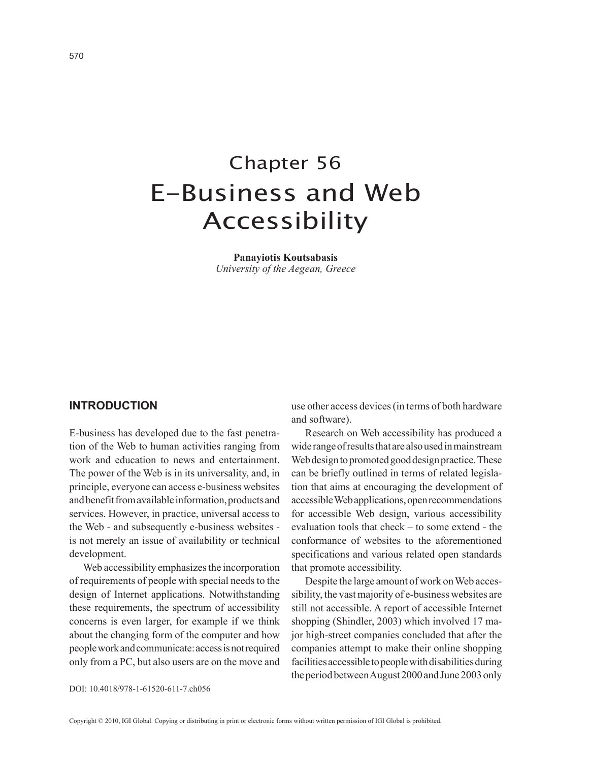# Chapter 56
# E-Business and Web Accessibility

**Panayiotis Koutsabasis**
*University of the Aegean, Greece*

## INTRODUCTION

E-business has developed due to the fast penetration of the Web to human activities ranging from work and education to news and entertainment. The power of the Web is in its universality, and, in principle, everyone can access e-business websites and benefit from available information, products and services. However, in practice, universal access to the Web - and subsequently e-business websites - is not merely an issue of availability or technical development.

Web accessibility emphasizes the incorporation of requirements of people with special needs to the design of Internet applications. Notwithstanding these requirements, the spectrum of accessibility concerns is even larger, for example if we think about the changing form of the computer and how people work and communicate: access is not required only from a PC, but also users are on the move and use other access devices (in terms of both hardware and software).

Research on Web accessibility has produced a wide range of results that are also used in mainstream Web design to promoted good design practice. These can be briefly outlined in terms of related legislation that aims at encouraging the development of accessible Web applications, open recommendations for accessible Web design, various accessibility evaluation tools that check – to some extend - the conformance of websites to the aforementioned specifications and various related open standards that promote accessibility.

Despite the large amount of work on Web accessibility, the vast majority of e-business websites are still not accessible. A report of accessible Internet shopping (Shindler, 2003) which involved 17 major high-street companies concluded that after the companies attempt to make their online shopping facilities accessible to people with disabilities during the period between August 2000 and June 2003 only

DOI: 10.4018/978-1-61520-611-7.ch056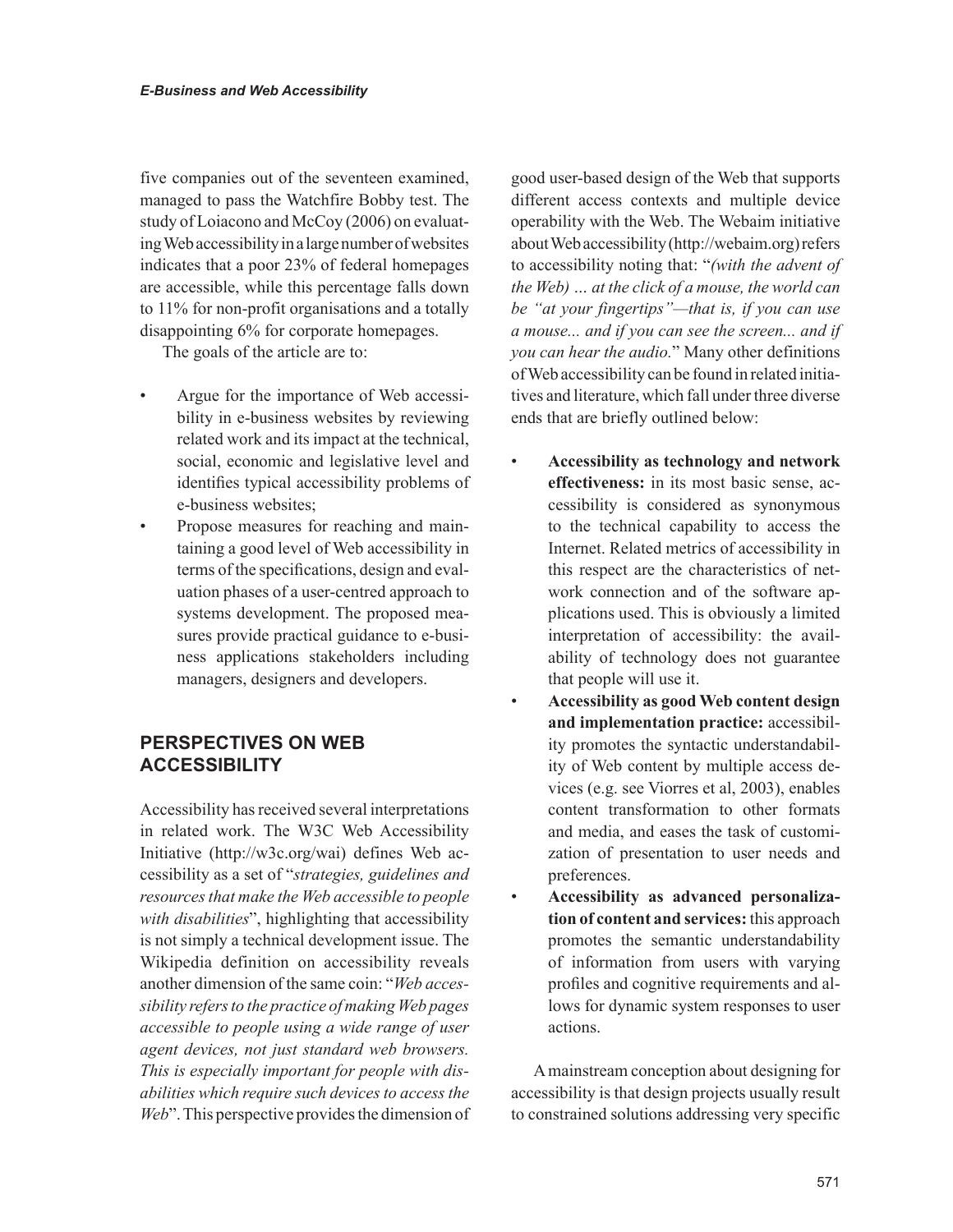five companies out of the seventeen examined, managed to pass the Watchfire Bobby test. The study of Loiacono and McCoy (2006) on evaluating Web accessibility in a large number of websites indicates that a poor 23% of federal homepages are accessible, while this percentage falls down to 11% for non-profit organisations and a totally disappointing 6% for corporate homepages.

The goals of the article are to:

- Argue for the importance of Web accessibility in e-business websites by reviewing related work and its impact at the technical, social, economic and legislative level and identifies typical accessibility problems of e-business websites;
- Propose measures for reaching and maintaining a good level of Web accessibility in terms of the specifications, design and evaluation phases of a user-centred approach to systems development. The proposed measures provide practical guidance to e-business applications stakeholders including managers, designers and developers.

## PERSPECTIVES ON WEB ACCESSIBILITY

Accessibility has received several interpretations in related work. The W3C Web Accessibility Initiative (http://w3c.org/wai) defines Web accessibility as a set of "*strategies, guidelines and resources that make the Web accessible to people with disabilities*", highlighting that accessibility is not simply a technical development issue. The Wikipedia definition on accessibility reveals another dimension of the same coin: "*Web accessibility refers to the practice of making Web pages accessible to people using a wide range of user agent devices, not just standard web browsers. This is especially important for people with disabilities which require such devices to access the Web*". This perspective provides the dimension of good user-based design of the Web that supports different access contexts and multiple device operability with the Web. The Webaim initiative about Web accessibility (http://webaim.org) refers to accessibility noting that: "*(with the advent of the Web) … at the click of a mouse, the world can be "at your fingertips"—that is, if you can use a mouse... and if you can see the screen... and if you can hear the audio.*" Many other definitions of Web accessibility can be found in related initiatives and literature, which fall under three diverse ends that are briefly outlined below:

- **Accessibility as technology and network effectiveness:** in its most basic sense, accessibility is considered as synonymous to the technical capability to access the Internet. Related metrics of accessibility in this respect are the characteristics of network connection and of the software applications used. This is obviously a limited interpretation of accessibility: the availability of technology does not guarantee that people will use it.
- **Accessibility as good Web content design and implementation practice:** accessibility promotes the syntactic understandability of Web content by multiple access devices (e.g. see Viorres et al, 2003), enables content transformation to other formats and media, and eases the task of customization of presentation to user needs and preferences.
- **Accessibility as advanced personalization of content and services:** this approach promotes the semantic understandability of information from users with varying profiles and cognitive requirements and allows for dynamic system responses to user actions.

A mainstream conception about designing for accessibility is that design projects usually result to constrained solutions addressing very specific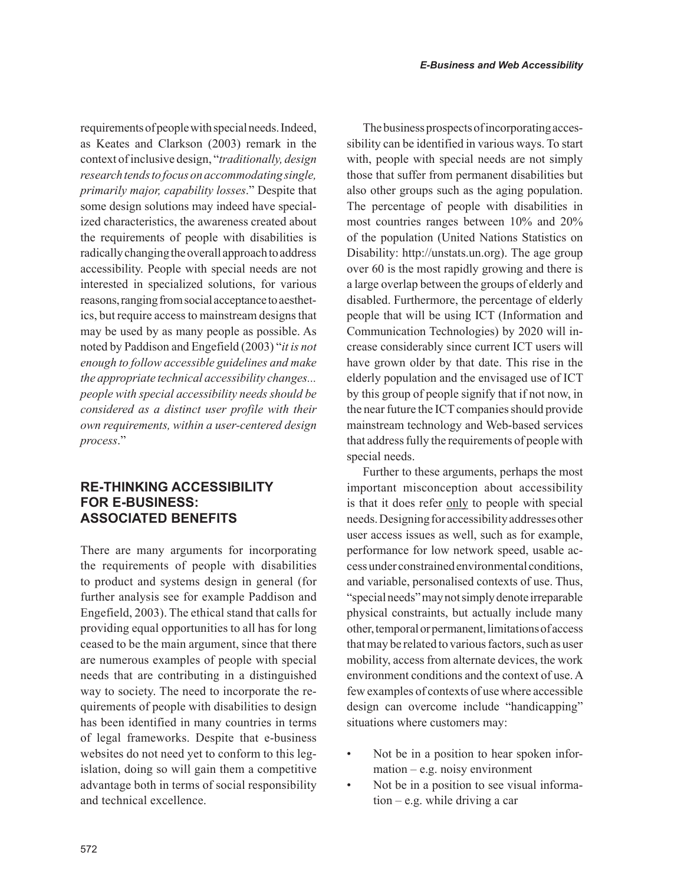requirements of people with special needs. Indeed, as Keates and Clarkson (2003) remark in the context of inclusive design, "*traditionally, design research tends to focus on accommodating single, primarily major, capability losses*." Despite that some design solutions may indeed have specialized characteristics, the awareness created about the requirements of people with disabilities is radically changing the overall approach to address accessibility. People with special needs are not interested in specialized solutions, for various reasons, ranging from social acceptance to aesthetics, but require access to mainstream designs that may be used by as many people as possible. As noted by Paddison and Engefield (2003) "*it is not enough to follow accessible guidelines and make the appropriate technical accessibility changes... people with special accessibility needs should be considered as a distinct user profile with their own requirements, within a user-centered design process*."

## RE-THINKING ACCESSIBILITY FOR E-BUSINESS: ASSOCIATED BENEFITS

There are many arguments for incorporating the requirements of people with disabilities to product and systems design in general (for further analysis see for example Paddison and Engefield, 2003). The ethical stand that calls for providing equal opportunities to all has for long ceased to be the main argument, since that there are numerous examples of people with special needs that are contributing in a distinguished way to society. The need to incorporate the requirements of people with disabilities to design has been identified in many countries in terms of legal frameworks. Despite that e-business websites do not need yet to conform to this legislation, doing so will gain them a competitive advantage both in terms of social responsibility and technical excellence.

The business prospects of incorporating accessibility can be identified in various ways. To start with, people with special needs are not simply those that suffer from permanent disabilities but also other groups such as the aging population. The percentage of people with disabilities in most countries ranges between 10% and 20% of the population (United Nations Statistics on Disability: http://unstats.un.org). The age group over 60 is the most rapidly growing and there is a large overlap between the groups of elderly and disabled. Furthermore, the percentage of elderly people that will be using ICT (Information and Communication Technologies) by 2020 will increase considerably since current ICT users will have grown older by that date. This rise in the elderly population and the envisaged use of ICT by this group of people signify that if not now, in the near future the ICT companies should provide mainstream technology and Web-based services that address fully the requirements of people with special needs.

Further to these arguments, perhaps the most important misconception about accessibility is that it does refer <u>only</u> to people with special needs. Designing for accessibility addresses other user access issues as well, such as for example, performance for low network speed, usable access under constrained environmental conditions, and variable, personalised contexts of use. Thus, "special needs" may not simply denote irreparable physical constraints, but actually include many other, temporal or permanent, limitations of access that may be related to various factors, such as user mobility, access from alternate devices, the work environment conditions and the context of use. A few examples of contexts of use where accessible design can overcome include "handicapping" situations where customers may:

- Not be in a position to hear spoken information – e.g. noisy environment
- Not be in a position to see visual information – e.g. while driving a car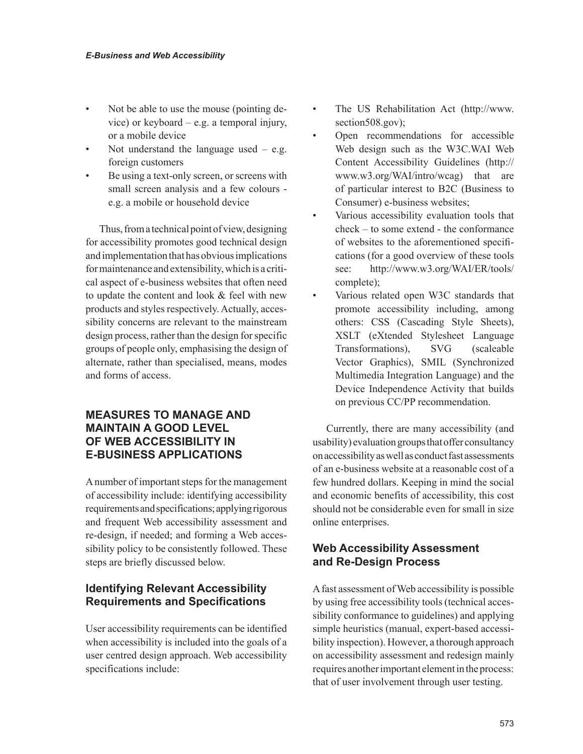- Not be able to use the mouse (pointing device) or keyboard – e.g. a temporal injury, or a mobile device
- Not understand the language used – e.g. foreign customers
- Be using a text-only screen, or screens with small screen analysis and a few colours - e.g. a mobile or household device

Thus, from a technical point of view, designing for accessibility promotes good technical design and implementation that has obvious implications for maintenance and extensibility, which is a critical aspect of e-business websites that often need to update the content and look & feel with new products and styles respectively. Actually, accessibility concerns are relevant to the mainstream design process, rather than the design for specific groups of people only, emphasising the design of alternate, rather than specialised, means, modes and forms of access.

## MEASURES TO MANAGE AND MAINTAIN A GOOD LEVEL OF WEB ACCESSIBILITY IN E-BUSINESS APPLICATIONS

A number of important steps for the management of accessibility include: identifying accessibility requirements and specifications; applying rigorous and frequent Web accessibility assessment and re-design, if needed; and forming a Web accessibility policy to be consistently followed. These steps are briefly discussed below.

### Identifying Relevant Accessibility Requirements and Specifications

User accessibility requirements can be identified when accessibility is included into the goals of a user centred design approach. Web accessibility specifications include:

- The US Rehabilitation Act (http://www.section508.gov);
- Open recommendations for accessible Web design such as the W3C.WAI Web Content Accessibility Guidelines (http://www.w3.org/WAI/intro/wcag) that are of particular interest to B2C (Business to Consumer) e-business websites;
- Various accessibility evaluation tools that check – to some extend - the conformance of websites to the aforementioned specifications (for a good overview of these tools see: http://www.w3.org/WAI/ER/tools/complete);
- Various related open W3C standards that promote accessibility including, among others: CSS (Cascading Style Sheets), XSLT (eXtended Stylesheet Language Transformations), SVG (scaleable Vector Graphics), SMIL (Synchronized Multimedia Integration Language) and the Device Independence Activity that builds on previous CC/PP recommendation.

Currently, there are many accessibility (and usability) evaluation groups that offer consultancy on accessibility as well as conduct fast assessments of an e-business website at a reasonable cost of a few hundred dollars. Keeping in mind the social and economic benefits of accessibility, this cost should not be considerable even for small in size online enterprises.

### Web Accessibility Assessment and Re-Design Process

A fast assessment of Web accessibility is possible by using free accessibility tools (technical accessibility conformance to guidelines) and applying simple heuristics (manual, expert-based accessibility inspection). However, a thorough approach on accessibility assessment and redesign mainly requires another important element in the process: that of user involvement through user testing.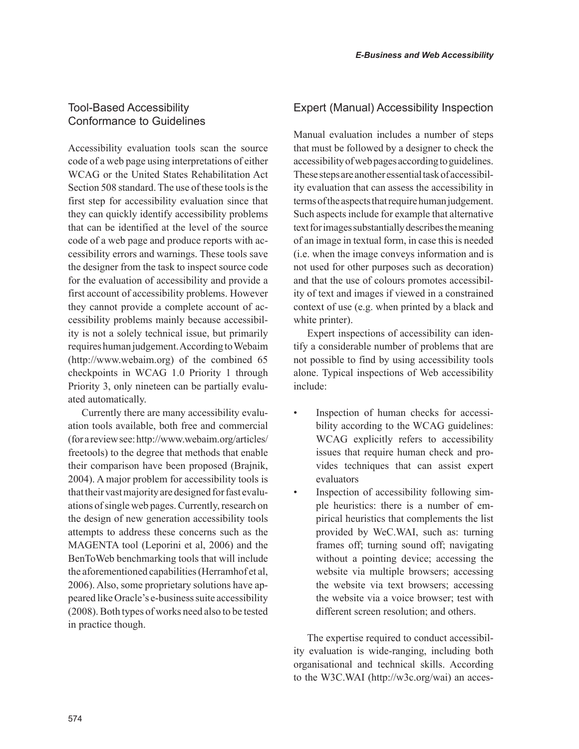## Tool-Based Accessibility Conformance to Guidelines

Accessibility evaluation tools scan the source code of a web page using interpretations of either WCAG or the United States Rehabilitation Act Section 508 standard. The use of these tools is the first step for accessibility evaluation since that they can quickly identify accessibility problems that can be identified at the level of the source code of a web page and produce reports with accessibility errors and warnings. These tools save the designer from the task to inspect source code for the evaluation of accessibility and provide a first account of accessibility problems. However they cannot provide a complete account of accessibility problems mainly because accessibility is not a solely technical issue, but primarily requires human judgement. According to Webaim (http://www.webaim.org) of the combined 65 checkpoints in WCAG 1.0 Priority 1 through Priority 3, only nineteen can be partially evaluated automatically.

Currently there are many accessibility evaluation tools available, both free and commercial (for a review see: http://www.webaim.org/articles/freetools) to the degree that methods that enable their comparison have been proposed (Brajnik, 2004). A major problem for accessibility tools is that their vast majority are designed for fast evaluations of single web pages. Currently, research on the design of new generation accessibility tools attempts to address these concerns such as the MAGENTA tool (Leporini et al, 2006) and the BenToWeb benchmarking tools that will include the aforementioned capabilities (Herramhof et al, 2006). Also, some proprietary solutions have appeared like Oracle's e-business suite accessibility (2008). Both types of works need also to be tested in practice though.

## Expert (Manual) Accessibility Inspection

Manual evaluation includes a number of steps that must be followed by a designer to check the accessibility of web pages according to guidelines. These steps are another essential task of accessibility evaluation that can assess the accessibility in terms of the aspects that require human judgement. Such aspects include for example that alternative text for images substantially describes the meaning of an image in textual form, in case this is needed (i.e. when the image conveys information and is not used for other purposes such as decoration) and that the use of colours promotes accessibility of text and images if viewed in a constrained context of use (e.g. when printed by a black and white printer).

Expert inspections of accessibility can identify a considerable number of problems that are not possible to find by using accessibility tools alone. Typical inspections of Web accessibility include:

- Inspection of human checks for accessibility according to the WCAG guidelines: WCAG explicitly refers to accessibility issues that require human check and provides techniques that can assist expert evaluators
- Inspection of accessibility following simple heuristics: there is a number of empirical heuristics that complements the list provided by WeC.WAI, such as: turning frames off; turning sound off; navigating without a pointing device; accessing the website via multiple browsers; accessing the website via text browsers; accessing the website via a voice browser; test with different screen resolution; and others.

The expertise required to conduct accessibility evaluation is wide-ranging, including both organisational and technical skills. According to the W3C.WAI (http://w3c.org/wai) an acces-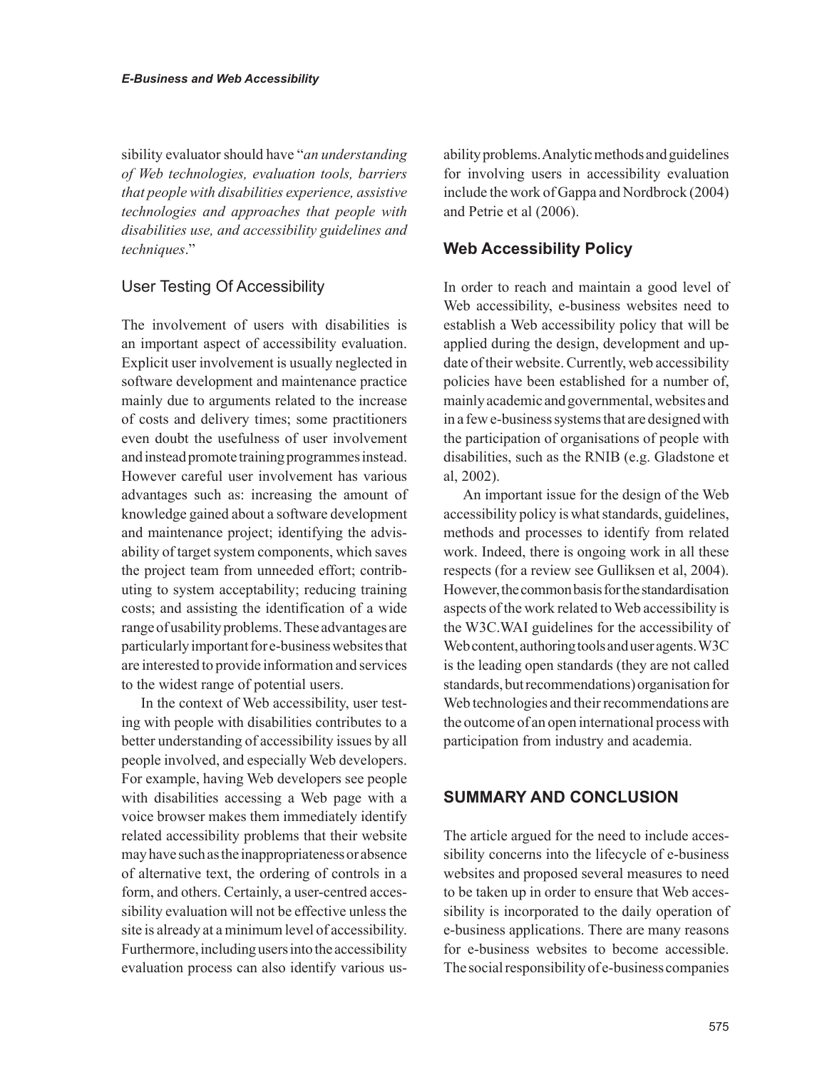sibility evaluator should have "*an understanding of Web technologies, evaluation tools, barriers that people with disabilities experience, assistive technologies and approaches that people with disabilities use, and accessibility guidelines and techniques*."

### User Testing Of Accessibility

The involvement of users with disabilities is an important aspect of accessibility evaluation. Explicit user involvement is usually neglected in software development and maintenance practice mainly due to arguments related to the increase of costs and delivery times; some practitioners even doubt the usefulness of user involvement and instead promote training programmes instead. However careful user involvement has various advantages such as: increasing the amount of knowledge gained about a software development and maintenance project; identifying the advisability of target system components, which saves the project team from unneeded effort; contributing to system acceptability; reducing training costs; and assisting the identification of a wide range of usability problems. These advantages are particularly important for e-business websites that are interested to provide information and services to the widest range of potential users.

In the context of Web accessibility, user testing with people with disabilities contributes to a better understanding of accessibility issues by all people involved, and especially Web developers. For example, having Web developers see people with disabilities accessing a Web page with a voice browser makes them immediately identify related accessibility problems that their website may have such as the inappropriateness or absence of alternative text, the ordering of controls in a form, and others. Certainly, a user-centred accessibility evaluation will not be effective unless the site is already at a minimum level of accessibility. Furthermore, including users into the accessibility evaluation process can also identify various usability problems. Analytic methods and guidelines for involving users in accessibility evaluation include the work of Gappa and Nordbrock (2004) and Petrie et al (2006).

## Web Accessibility Policy

In order to reach and maintain a good level of Web accessibility, e-business websites need to establish a Web accessibility policy that will be applied during the design, development and update of their website. Currently, web accessibility policies have been established for a number of, mainly academic and governmental, websites and in a few e-business systems that are designed with the participation of organisations of people with disabilities, such as the RNIB (e.g. Gladstone et al, 2002).

An important issue for the design of the Web accessibility policy is what standards, guidelines, methods and processes to identify from related work. Indeed, there is ongoing work in all these respects (for a review see Gulliksen et al, 2004). However, the common basis for the standardisation aspects of the work related to Web accessibility is the W3C.WAI guidelines for the accessibility of Web content, authoring tools and user agents. W3C is the leading open standards (they are not called standards, but recommendations) organisation for Web technologies and their recommendations are the outcome of an open international process with participation from industry and academia.

## SUMMARY AND CONCLUSION

The article argued for the need to include accessibility concerns into the lifecycle of e-business websites and proposed several measures to need to be taken up in order to ensure that Web accessibility is incorporated to the daily operation of e-business applications. There are many reasons for e-business websites to become accessible. The social responsibility of e-business companies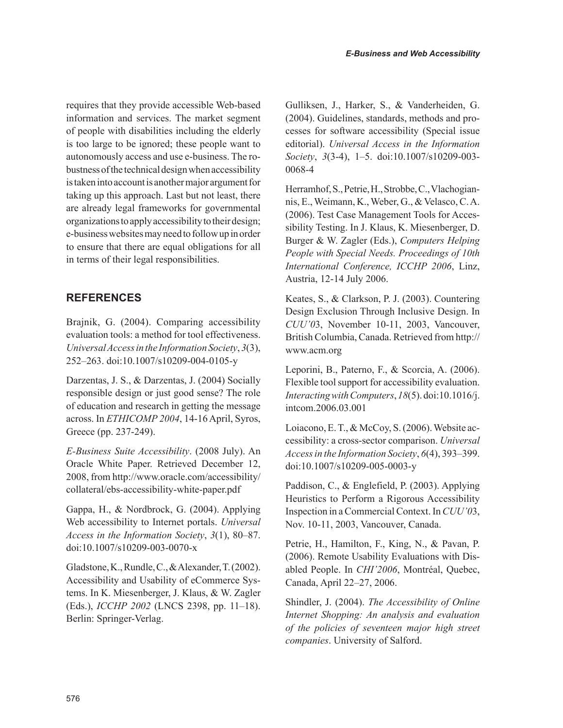requires that they provide accessible Web-based information and services. The market segment of people with disabilities including the elderly is too large to be ignored; these people want to autonomously access and use e-business. The robustness of the technical design when accessibility is taken into account is another major argument for taking up this approach. Last but not least, there are already legal frameworks for governmental organizations to apply accessibility to their design; e-business websites may need to follow up in order to ensure that there are equal obligations for all in terms of their legal responsibilities.

## REFERENCES

Brajnik, G. (2004). Comparing accessibility evaluation tools: a method for tool effectiveness. *Universal Access in the Information Society*, *3*(3), 252–263. doi:10.1007/s10209-004-0105-y

Darzentas, J. S., & Darzentas, J. (2004) Socially responsible design or just good sense? The role of education and research in getting the message across. In *ETHICOMP 2004*, 14-16 April, Syros, Greece (pp. 237-249).

*E-Business Suite Accessibility*. (2008 July). An Oracle White Paper. Retrieved December 12, 2008, from http://www.oracle.com/accessibility/collateral/ebs-accessibility-white-paper.pdf

Gappa, H., & Nordbrock, G. (2004). Applying Web accessibility to Internet portals. *Universal Access in the Information Society*, *3*(1), 80–87. doi:10.1007/s10209-003-0070-x

Gladstone, K., Rundle, C., & Alexander, T. (2002). Accessibility and Usability of eCommerce Systems. In K. Miesenberger, J. Klaus, & W. Zagler (Eds.), *ICCHP 2002* (LNCS 2398, pp. 11–18). Berlin: Springer-Verlag.

Gulliksen, J., Harker, S., & Vanderheiden, G. (2004). Guidelines, standards, methods and processes for software accessibility (Special issue editorial). *Universal Access in the Information Society*, *3*(3-4), 1–5. doi:10.1007/s10209-003-0068-4

Herramhof, S., Petrie, H., Strobbe, C., Vlachogiannis, E., Weimann, K., Weber, G., & Velasco, C. A. (2006). Test Case Management Tools for Accessibility Testing. In J. Klaus, K. Miesenberger, D. Burger & W. Zagler (Eds.), *Computers Helping People with Special Needs. Proceedings of 10th International Conference, ICCHP 2006*, Linz, Austria, 12-14 July 2006.

Keates, S., & Clarkson, P. J. (2003). Countering Design Exclusion Through Inclusive Design. In *CUU'03*, November 10-11, 2003, Vancouver, British Columbia, Canada. Retrieved from http://www.acm.org

Leporini, B., Paterno, F., & Scorcia, A. (2006). Flexible tool support for accessibility evaluation. *Interacting with Computers*, *18*(5). doi:10.1016/j.intcom.2006.03.001

Loiacono, E. T., & McCoy, S. (2006). Website accessibility: a cross-sector comparison. *Universal Access in the Information Society*, *6*(4), 393–399. doi:10.1007/s10209-005-0003-y

Paddison, C., & Englefield, P. (2003). Applying Heuristics to Perform a Rigorous Accessibility Inspection in a Commercial Context. In *CUU'03*, Nov. 10-11, 2003, Vancouver, Canada.

Petrie, H., Hamilton, F., King, N., & Pavan, P. (2006). Remote Usability Evaluations with Disabled People. In *CHI'2006*, Montréal, Quebec, Canada, April 22–27, 2006.

Shindler, J. (2004). *The Accessibility of Online Internet Shopping: An analysis and evaluation of the policies of seventeen major high street companies*. University of Salford.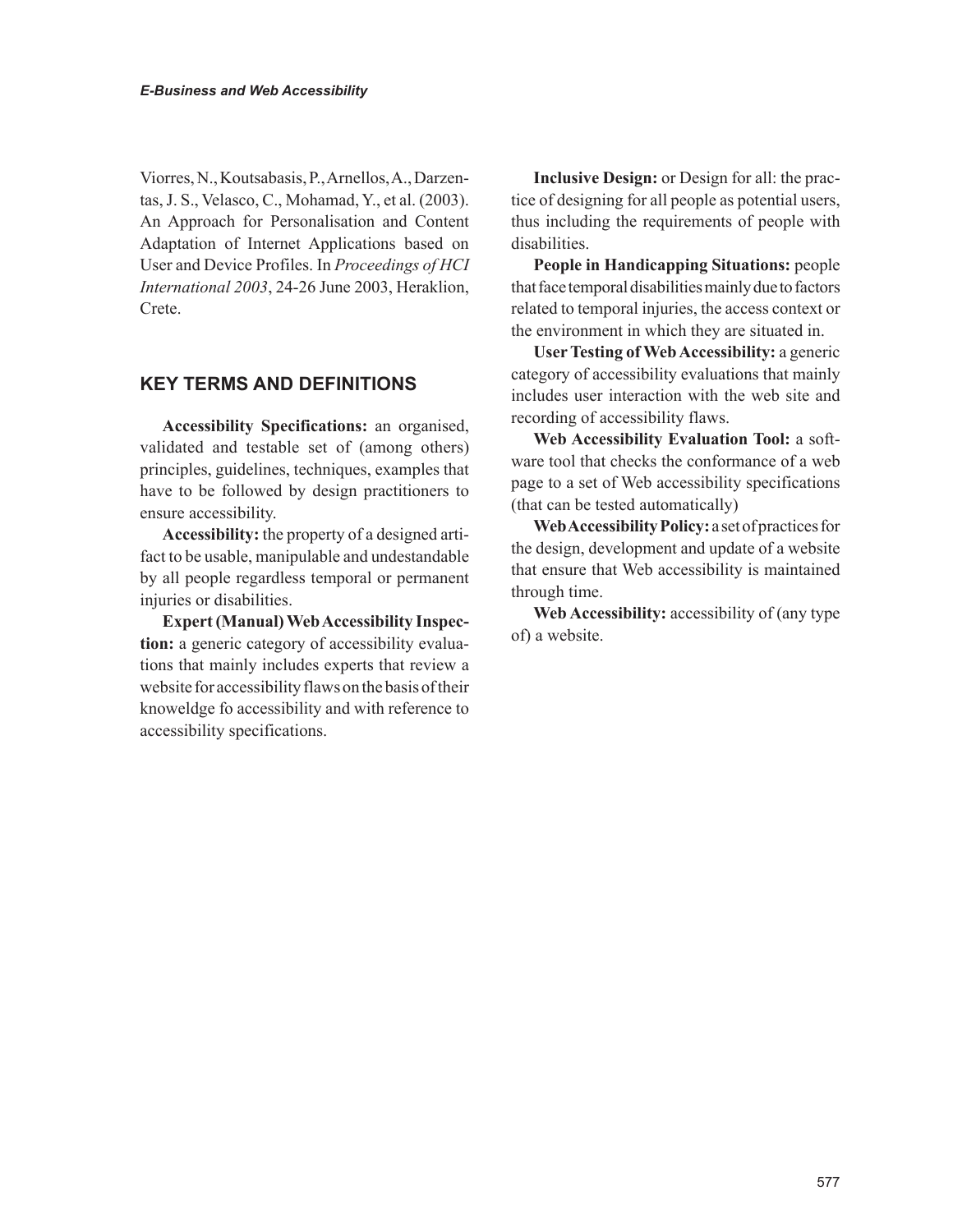Viorres, N., Koutsabasis, P., Arnellos, A., Darzentas, J. S., Velasco, C., Mohamad, Y., et al. (2003). An Approach for Personalisation and Content Adaptation of Internet Applications based on User and Device Profiles. In *Proceedings of HCI International 2003*, 24-26 June 2003, Heraklion, Crete.

## KEY TERMS AND DEFINITIONS

**Accessibility Specifications:** an organised, validated and testable set of (among others) principles, guidelines, techniques, examples that have to be followed by design practitioners to ensure accessibility.

**Accessibility:** the property of a designed artifact to be usable, manipulable and undestandable by all people regardless temporal or permanent injuries or disabilities.

**Expert (Manual) Web Accessibility Inspection:** a generic category of accessibility evaluations that mainly includes experts that review a website for accessibility flaws on the basis of their knoweldge fo accessibility and with reference to accessibility specifications.

**Inclusive Design:** or Design for all: the practice of designing for all people as potential users, thus including the requirements of people with disabilities.

**People in Handicapping Situations:** people that face temporal disabilities mainly due to factors related to temporal injuries, the access context or the environment in which they are situated in.

**User Testing of Web Accessibility:** a generic category of accessibility evaluations that mainly includes user interaction with the web site and recording of accessibility flaws.

**Web Accessibility Evaluation Tool:** a software tool that checks the conformance of a web page to a set of Web accessibility specifications (that can be tested automatically)

**Web Accessibility Policy:** a set of practices for the design, development and update of a website that ensure that Web accessibility is maintained through time.

**Web Accessibility:** accessibility of (any type of) a website.